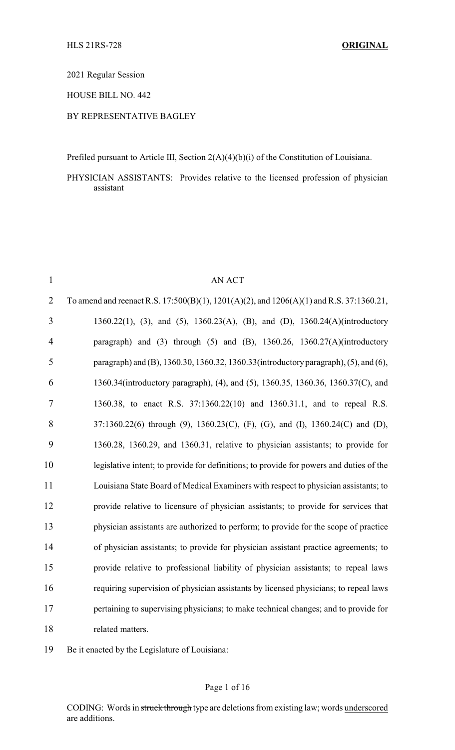HLS 21RS-728 **ORIGINAL**

2021 Regular Session

HOUSE BILL NO. 442

BY REPRESENTATIVE BAGLEY

Prefiled pursuant to Article III, Section 2(A)(4)(b)(i) of the Constitution of Louisiana.

PHYSICIAN ASSISTANTS: Provides relative to the licensed profession of physician assistant

AN ACT

To amend and reenact R.S. 17:500(B)(1), 1201(A)(2), and 1206(A)(1) and R.S. 37:1360.21, 1360.22(1), (3), and (5), 1360.23(A), (B), and (D), 1360.24(A)(introductory paragraph) and (3) through (5) and (B), 1360.26, 1360.27(A)(introductory paragraph) and (B), 1360.30, 1360.32, 1360.33(introductory paragraph), (5), and (6), 1360.34(introductory paragraph), (4), and (5), 1360.35, 1360.36, 1360.37(C), and 1360.38, to enact R.S. 37:1360.22(10) and 1360.31.1, and to repeal R.S. 37:1360.22(6) through (9), 1360.23(C), (F), (G), and (I), 1360.24(C) and (D), 1360.28, 1360.29, and 1360.31, relative to physician assistants; to provide for legislative intent; to provide for definitions; to provide for powers and duties of the Louisiana State Board of Medical Examiners with respect to physician assistants; to provide relative to licensure of physician assistants; to provide for services that physician assistants are authorized to perform; to provide for the scope of practice of physician assistants; to provide for physician assistant practice agreements; to provide relative to professional liability of physician assistants; to repeal laws requiring supervision of physician assistants by licensed physicians; to repeal laws pertaining to supervising physicians; to make technical changes; and to provide for related matters.

Be it enacted by the Legislature of Louisiana:

CODING: Words in ~~struck through~~ type are deletions from existing law; words underscored are additions.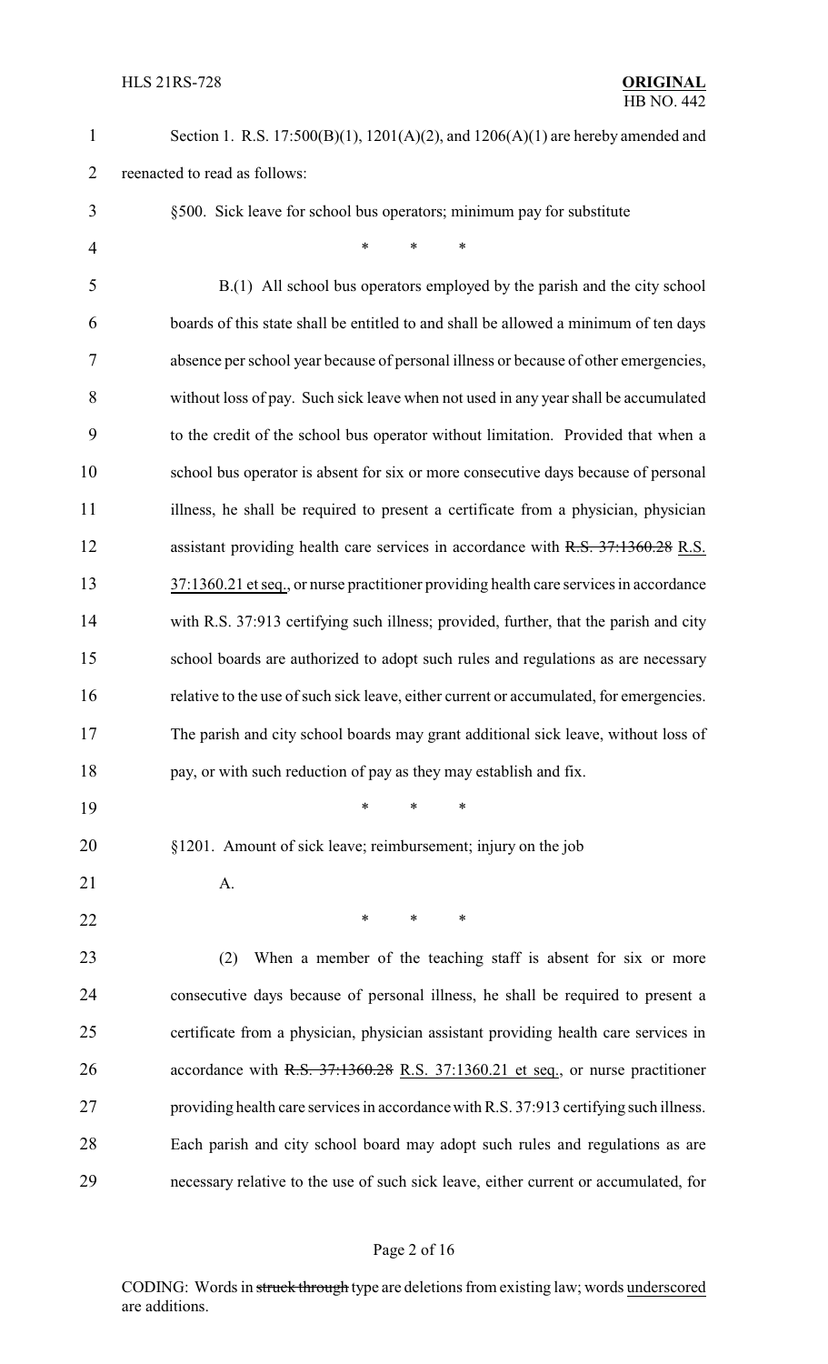Section 1. R.S. 17:500(B)(1), 1201(A)(2), and 1206(A)(1) are hereby amended and reenacted to read as follows:

§500. Sick leave for school bus operators; minimum pay for substitute

\* \* \*

B.(1) All school bus operators employed by the parish and the city school boards of this state shall be entitled to and shall be allowed a minimum of ten days absence per school year because of personal illness or because of other emergencies, without loss of pay. Such sick leave when not used in any year shall be accumulated to the credit of the school bus operator without limitation. Provided that when a school bus operator is absent for six or more consecutive days because of personal illness, he shall be required to present a certificate from a physician, physician assistant providing health care services in accordance with ~~R.S. 37:1360.28~~ <u>R.S. 37:1360.21 et seq.</u>, or nurse practitioner providing health care services in accordance with R.S. 37:913 certifying such illness; provided, further, that the parish and city school boards are authorized to adopt such rules and regulations as are necessary relative to the use of such sick leave, either current or accumulated, for emergencies. The parish and city school boards may grant additional sick leave, without loss of pay, or with such reduction of pay as they may establish and fix.

\* \* \*

§1201. Amount of sick leave; reimbursement; injury on the job

A.

\* \* \*

(2) When a member of the teaching staff is absent for six or more consecutive days because of personal illness, he shall be required to present a certificate from a physician, physician assistant providing health care services in accordance with ~~R.S. 37:1360.28~~ <u>R.S. 37:1360.21 et seq.</u>, or nurse practitioner providing health care services in accordance with R.S. 37:913 certifying such illness. Each parish and city school board may adopt such rules and regulations as are necessary relative to the use of such sick leave, either current or accumulated, for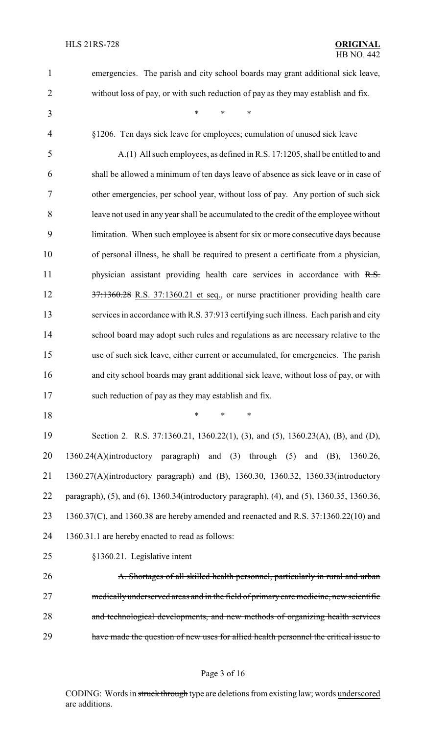emergencies. The parish and city school boards may grant additional sick leave, without loss of pay, or with such reduction of pay as they may establish and fix.

\* \* \*

§1206. Ten days sick leave for employees; cumulation of unused sick leave

A.(1) All such employees, as defined in R.S. 17:1205, shall be entitled to and shall be allowed a minimum of ten days leave of absence as sick leave or in case of other emergencies, per school year, without loss of pay. Any portion of such sick leave not used in any year shall be accumulated to the credit of the employee without limitation. When such employee is absent for six or more consecutive days because of personal illness, he shall be required to present a certificate from a physician, physician assistant providing health care services in accordance with ~~R.S. 37:1360.28~~ R.S. 37:1360.21 et seq., or nurse practitioner providing health care services in accordance with R.S. 37:913 certifying such illness. Each parish and city school board may adopt such rules and regulations as are necessary relative to the use of such sick leave, either current or accumulated, for emergencies. The parish and city school boards may grant additional sick leave, without loss of pay, or with such reduction of pay as they may establish and fix.

\* \* \*

Section 2. R.S. 37:1360.21, 1360.22(1), (3), and (5), 1360.23(A), (B), and (D), 1360.24(A)(introductory paragraph) and (3) through (5) and (B), 1360.26, 1360.27(A)(introductory paragraph) and (B), 1360.30, 1360.32, 1360.33(introductory paragraph), (5), and (6), 1360.34(introductory paragraph), (4), and (5), 1360.35, 1360.36, 1360.37(C), and 1360.38 are hereby amended and reenacted and R.S. 37:1360.22(10) and 1360.31.1 are hereby enacted to read as follows:

§1360.21. Legislative intent

~~A. Shortages of all skilled health personnel, particularly in rural and urban medically underserved areas and in the field of primary care medicine, new scientific and technological developments, and new methods of organizing health services have made the question of new uses for allied health personnel the critical issue to~~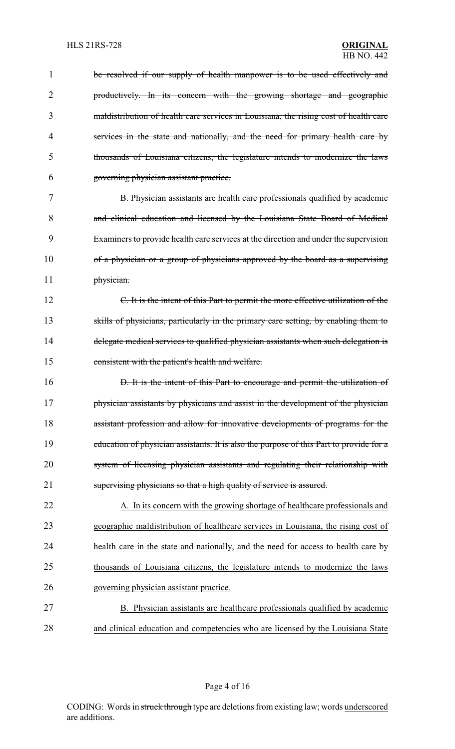~~be resolved if our supply of health manpower is to be used effectively and productively. In its concern with the growing shortage and geographic maldistribution of health care services in Louisiana, the rising cost of health care services in the state and nationally, and the need for primary health care by thousands of Louisiana citizens, the legislature intends to modernize the laws governing physician assistant practice.~~

~~B. Physician assistants are health care professionals qualified by academic and clinical education and licensed by the Louisiana State Board of Medical Examiners to provide health care services at the direction and under the supervision of a physician or a group of physicians approved by the board as a supervising physician.~~

~~C. It is the intent of this Part to permit the more effective utilization of the skills of physicians, particularly in the primary care setting, by enabling them to delegate medical services to qualified physician assistants when such delegation is consistent with the patient's health and welfare.~~

~~D. It is the intent of this Part to encourage and permit the utilization of physician assistants by physicians and assist in the development of the physician assistant profession and allow for innovative developments of programs for the education of physician assistants. It is also the purpose of this Part to provide for a system of licensing physician assistants and regulating their relationship with supervising physicians so that a high quality of service is assured.~~

<u>A. In its concern with the growing shortage of healthcare professionals and geographic maldistribution of healthcare services in Louisiana, the rising cost of health care in the state and nationally, and the need for access to health care by thousands of Louisiana citizens, the legislature intends to modernize the laws governing physician assistant practice.</u>

<u>B. Physician assistants are healthcare professionals qualified by academic and clinical education and competencies who are licensed by the Louisiana State</u>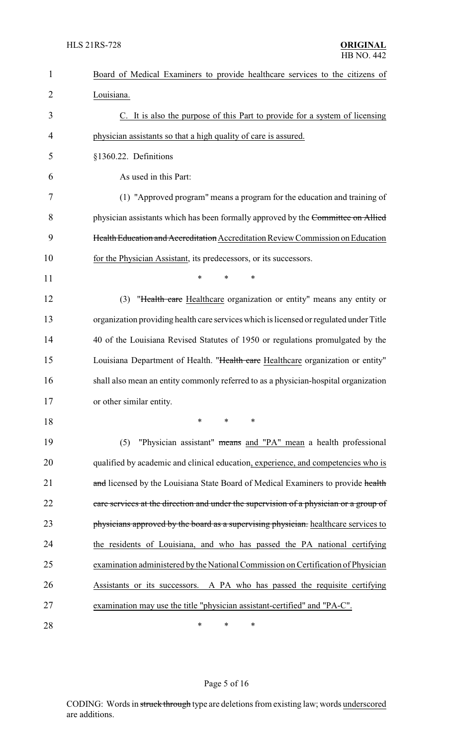<u>Board of Medical Examiners to provide healthcare services to the citizens of Louisiana.</u>

<u>C. It is also the purpose of this Part to provide for a system of licensing physician assistants so that a high quality of care is assured.</u>

§1360.22. Definitions

As used in this Part:

(1) "Approved program" means a program for the education and training of physician assistants which has been formally approved by the ~~Committee on Allied Health Education and Accreditation~~ <u>Accreditation Review Commission on Education for the Physician Assistant</u>, its predecessors, or its successors.

\* \* \*

(3) "~~Health care~~ <u>Healthcare</u> organization or entity" means any entity or organization providing health care services which is licensed or regulated under Title 40 of the Louisiana Revised Statutes of 1950 or regulations promulgated by the Louisiana Department of Health. "~~Health care~~ <u>Healthcare</u> organization or entity" shall also mean an entity commonly referred to as a physician-hospital organization or other similar entity.

\* \* \*

(5) "Physician assistant" ~~means~~ <u>and "PA" mean</u> a health professional qualified by academic and clinical education<u>, experience, and competencies who is</u> ~~and~~ licensed by the Louisiana State Board of Medical Examiners to provide ~~health care services at the direction and under the supervision of a physician or a group of physicians approved by the board as a supervising physician.~~ <u>healthcare services to the residents of Louisiana, and who has passed the PA national certifying examination administered by the National Commission on Certification of Physician Assistants or its successors. A PA who has passed the requisite certifying examination may use the title "physician assistant-certified" and "PA-C".</u>

\* \* \*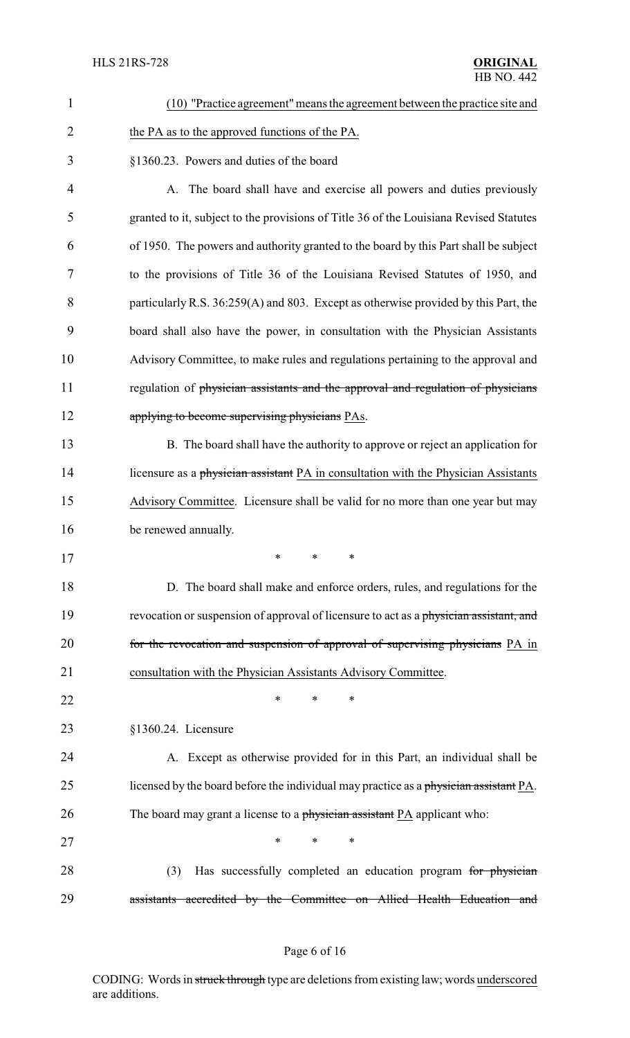(10) "Practice agreement" means the agreement between the practice site and the PA as to the approved functions of the PA.

§1360.23. Powers and duties of the board

A. The board shall have and exercise all powers and duties previously granted to it, subject to the provisions of Title 36 of the Louisiana Revised Statutes of 1950. The powers and authority granted to the board by this Part shall be subject to the provisions of Title 36 of the Louisiana Revised Statutes of 1950, and particularly R.S. 36:259(A) and 803. Except as otherwise provided by this Part, the board shall also have the power, in consultation with the Physician Assistants Advisory Committee, to make rules and regulations pertaining to the approval and regulation of ~~physician assistants and the approval and regulation of physicians applying to become supervising physicians~~ PAs.

B. The board shall have the authority to approve or reject an application for licensure as a ~~physician assistant~~ PA in consultation with the Physician Assistants Advisory Committee. Licensure shall be valid for no more than one year but may be renewed annually.

\* \* \*

D. The board shall make and enforce orders, rules, and regulations for the revocation or suspension of approval of licensure to act as a ~~physician assistant, and for the revocation and suspension of approval of supervising physicians~~ PA in consultation with the Physician Assistants Advisory Committee.

\* \* \*

§1360.24. Licensure

A. Except as otherwise provided for in this Part, an individual shall be licensed by the board before the individual may practice as a ~~physician assistant~~ PA. The board may grant a license to a ~~physician assistant~~ PA applicant who:

\* \* \*

(3) Has successfully completed an education program ~~for physician assistants accredited by the Committee on Allied Health Education and~~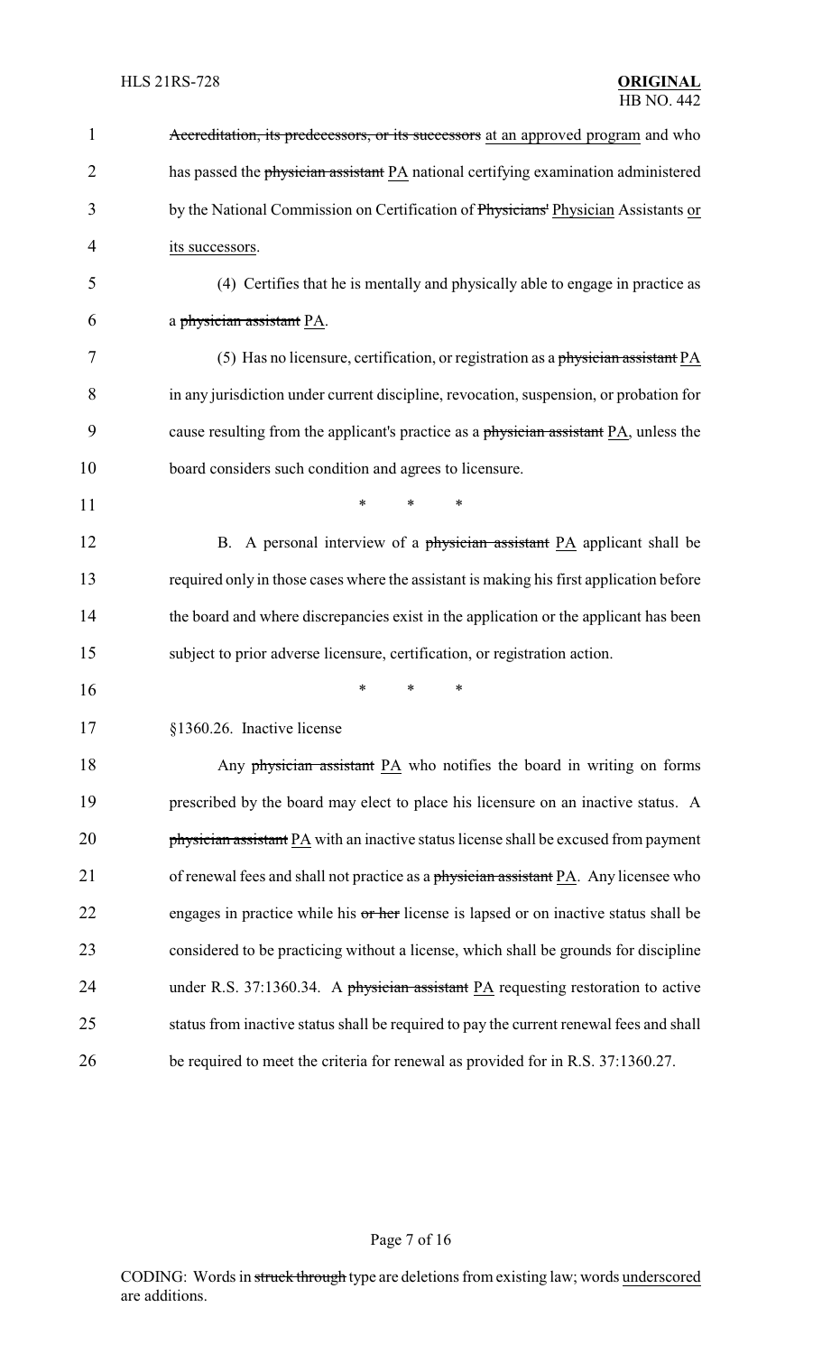Accreditation, its predecessors, or its successors at an approved program and who has passed the physician assistant PA national certifying examination administered by the National Commission on Certification of Physicians' Physician Assistants or its successors.

(4) Certifies that he is mentally and physically able to engage in practice as a physician assistant PA.

(5) Has no licensure, certification, or registration as a physician assistant PA in any jurisdiction under current discipline, revocation, suspension, or probation for cause resulting from the applicant's practice as a physician assistant PA, unless the board considers such condition and agrees to licensure.

\* \* \*

B. A personal interview of a physician assistant PA applicant shall be required only in those cases where the assistant is making his first application before the board and where discrepancies exist in the application or the applicant has been subject to prior adverse licensure, certification, or registration action.

\* \* \*

§1360.26. Inactive license

Any physician assistant PA who notifies the board in writing on forms prescribed by the board may elect to place his licensure on an inactive status. A physician assistant PA with an inactive status license shall be excused from payment of renewal fees and shall not practice as a physician assistant PA. Any licensee who engages in practice while his or her license is lapsed or on inactive status shall be considered to be practicing without a license, which shall be grounds for discipline under R.S. 37:1360.34. A physician assistant PA requesting restoration to active status from inactive status shall be required to pay the current renewal fees and shall be required to meet the criteria for renewal as provided for in R.S. 37:1360.27.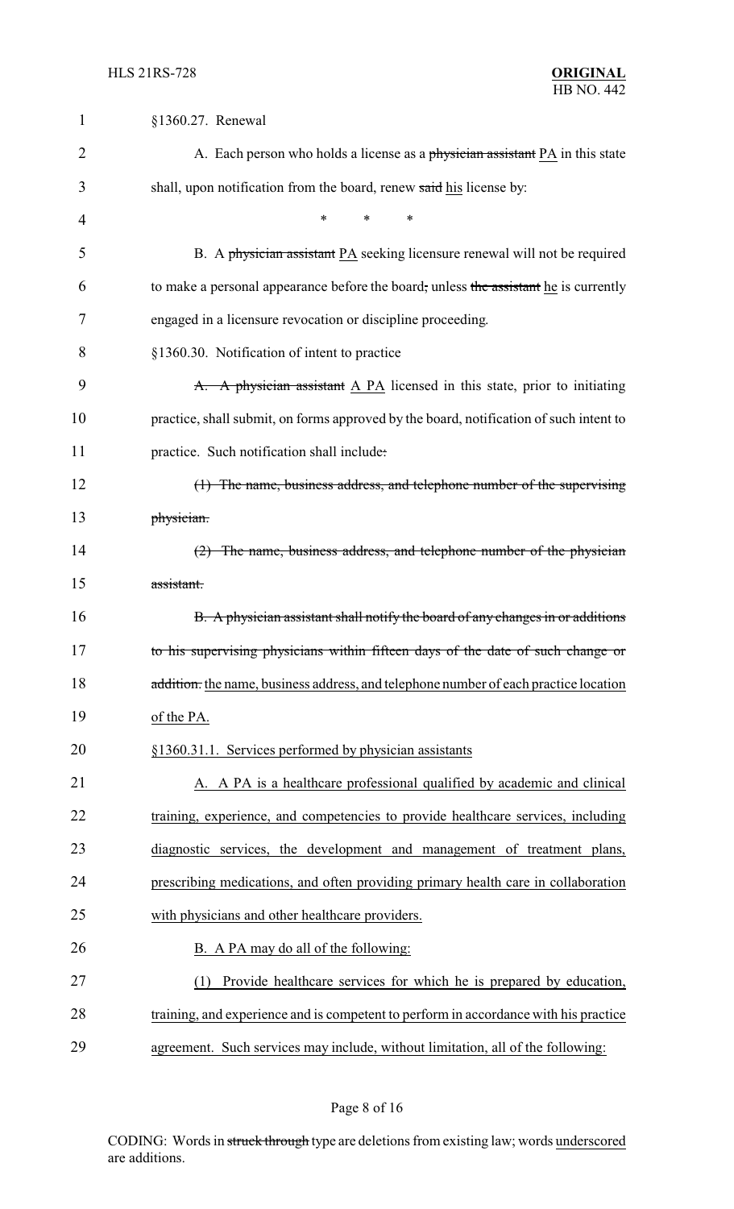§1360.27. Renewal

A. Each person who holds a license as a ~~physician assistant~~ PA in this state shall, upon notification from the board, renew ~~said~~ his license by:

\*    \*    \*

B. A ~~physician assistant~~ PA seeking licensure renewal will not be required to make a personal appearance before the board~~,~~ unless ~~the assistant~~ he is currently engaged in a licensure revocation or discipline proceeding.

§1360.30. Notification of intent to practice

~~A. A physician assistant~~ A PA licensed in this state, prior to initiating practice, shall submit, on forms approved by the board, notification of such intent to practice. Such notification shall include~~:~~

~~(1) The name, business address, and telephone number of the supervising physician.~~

~~(2) The name, business address, and telephone number of the physician assistant.~~

~~B. A physician assistant shall notify the board of any changes in or additions to his supervising physicians within fifteen days of the date of such change or addition.~~ the name, business address, and telephone number of each practice location of the PA.

§1360.31.1. Services performed by physician assistants

A. A PA is a healthcare professional qualified by academic and clinical training, experience, and competencies to provide healthcare services, including diagnostic services, the development and management of treatment plans, prescribing medications, and often providing primary health care in collaboration with physicians and other healthcare providers.

B. A PA may do all of the following:

(1) Provide healthcare services for which he is prepared by education, training, and experience and is competent to perform in accordance with his practice agreement. Such services may include, without limitation, all of the following:

CODING: Words in ~~struck through~~ type are deletions from existing law; words underscored are additions.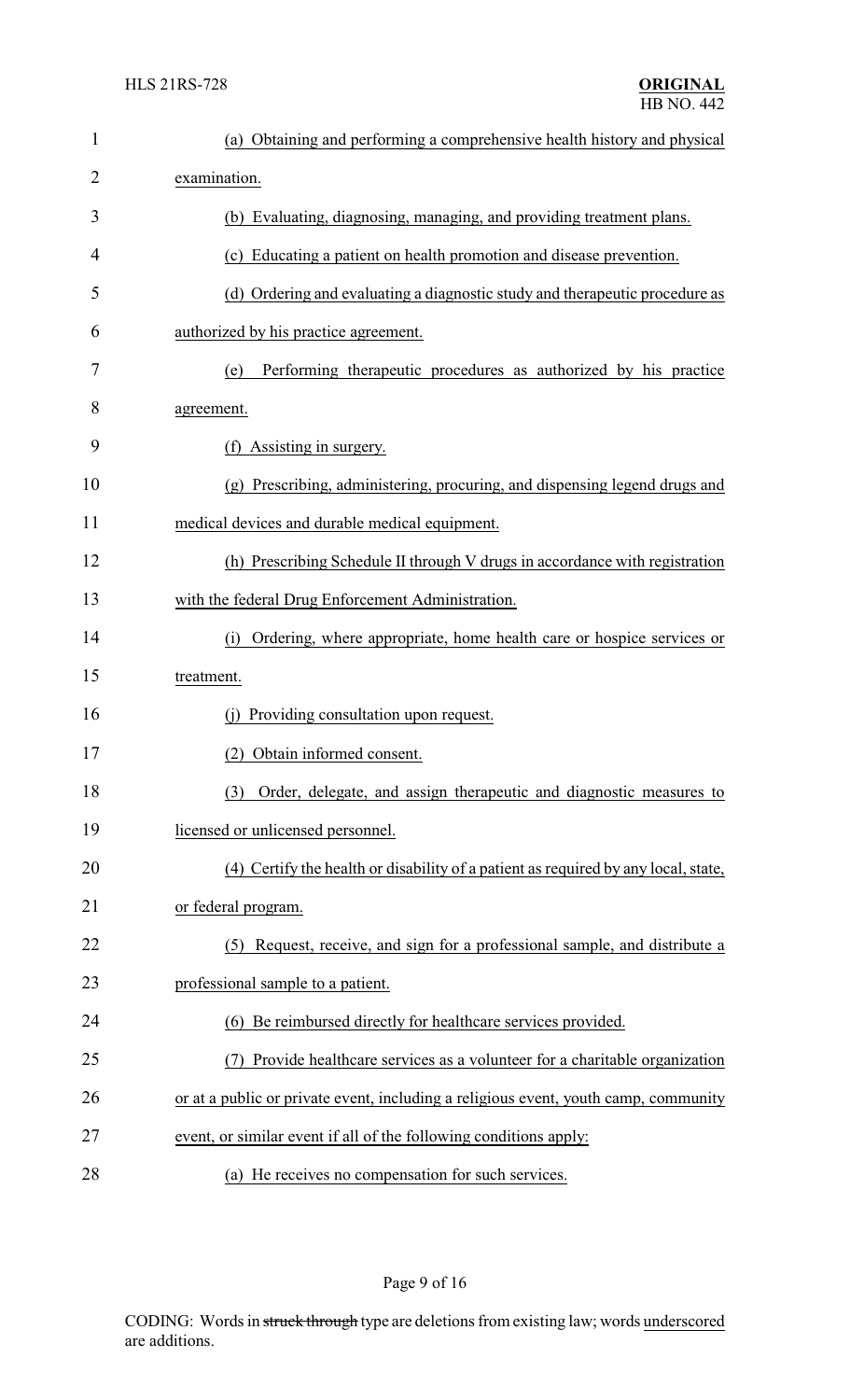(a) Obtaining and performing a comprehensive health history and physical examination.

(b) Evaluating, diagnosing, managing, and providing treatment plans.

(c) Educating a patient on health promotion and disease prevention.

(d) Ordering and evaluating a diagnostic study and therapeutic procedure as authorized by his practice agreement.

(e) Performing therapeutic procedures as authorized by his practice agreement.

(f) Assisting in surgery.

(g) Prescribing, administering, procuring, and dispensing legend drugs and medical devices and durable medical equipment.

(h) Prescribing Schedule II through V drugs in accordance with registration with the federal Drug Enforcement Administration.

(i) Ordering, where appropriate, home health care or hospice services or treatment.

(j) Providing consultation upon request.

(2) Obtain informed consent.

(3) Order, delegate, and assign therapeutic and diagnostic measures to licensed or unlicensed personnel.

(4) Certify the health or disability of a patient as required by any local, state, or federal program.

(5) Request, receive, and sign for a professional sample, and distribute a professional sample to a patient.

(6) Be reimbursed directly for healthcare services provided.

(7) Provide healthcare services as a volunteer for a charitable organization or at a public or private event, including a religious event, youth camp, community event, or similar event if all of the following conditions apply:

(a) He receives no compensation for such services.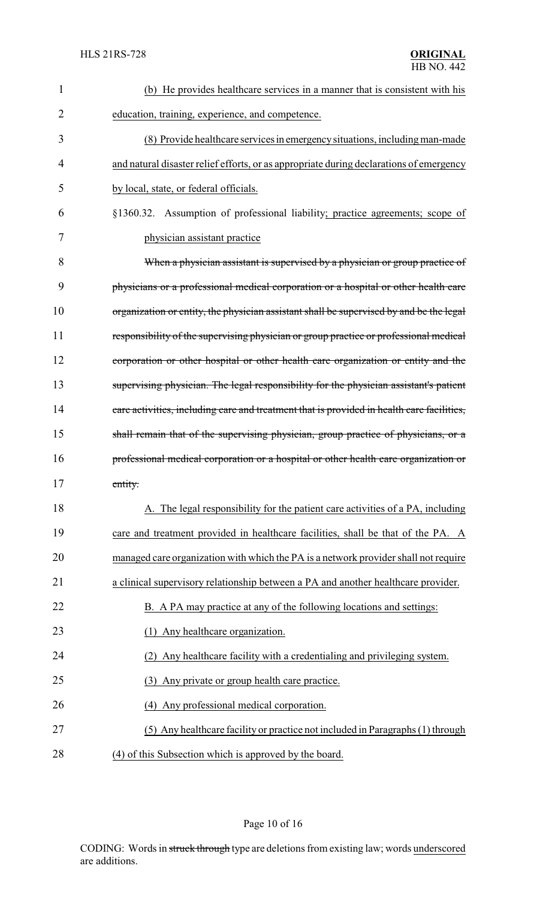(b) He provides healthcare services in a manner that is consistent with his education, training, experience, and competence.

(8) Provide healthcare services in emergency situations, including man-made and natural disaster relief efforts, or as appropriate during declarations of emergency by local, state, or federal officials.

§1360.32. Assumption of professional liability; practice agreements; scope of physician assistant practice

~~When a physician assistant is supervised by a physician or group practice of physicians or a professional medical corporation or a hospital or other health care organization or entity, the physician assistant shall be supervised by and be the legal responsibility of the supervising physician or group practice or professional medical corporation or other hospital or other health care organization or entity and the supervising physician. The legal responsibility for the physician assistant's patient care activities, including care and treatment that is provided in health care facilities, shall remain that of the supervising physician, group practice of physicians, or a professional medical corporation or a hospital or other health care organization or entity.~~

A. The legal responsibility for the patient care activities of a PA, including care and treatment provided in healthcare facilities, shall be that of the PA. A managed care organization with which the PA is a network provider shall not require a clinical supervisory relationship between a PA and another healthcare provider.

B. A PA may practice at any of the following locations and settings:

(1) Any healthcare organization.

(2) Any healthcare facility with a credentialing and privileging system.

(3) Any private or group health care practice.

(4) Any professional medical corporation.

(5) Any healthcare facility or practice not included in Paragraphs (1) through (4) of this Subsection which is approved by the board.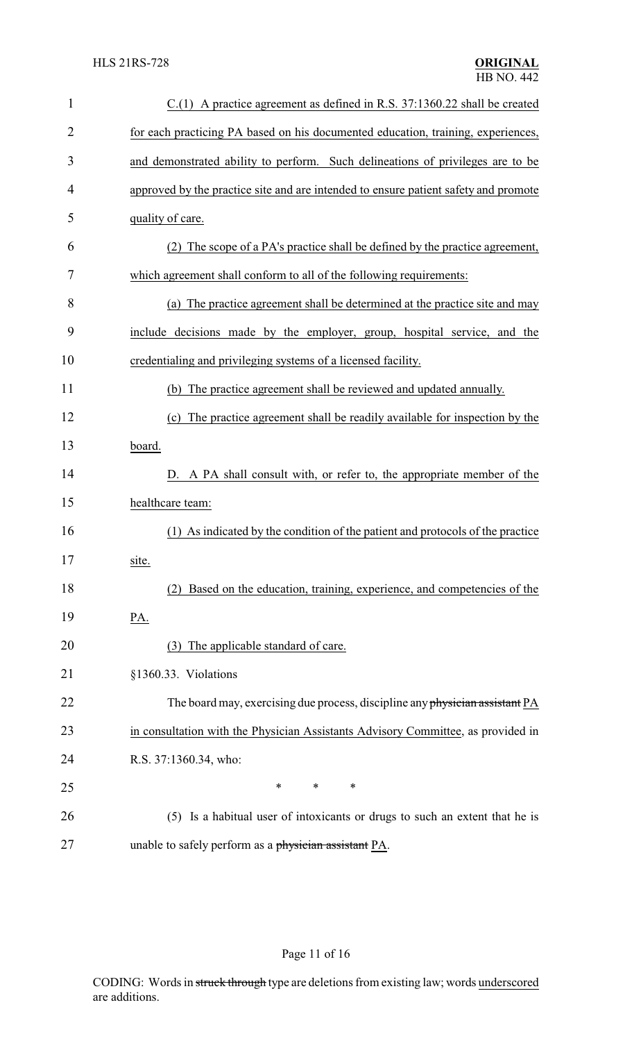C.(1) A practice agreement as defined in R.S. 37:1360.22 shall be created for each practicing PA based on his documented education, training, experiences, and demonstrated ability to perform. Such delineations of privileges are to be approved by the practice site and are intended to ensure patient safety and promote quality of care.

(2) The scope of a PA's practice shall be defined by the practice agreement, which agreement shall conform to all of the following requirements:

(a) The practice agreement shall be determined at the practice site and may include decisions made by the employer, group, hospital service, and the credentialing and privileging systems of a licensed facility.

(b) The practice agreement shall be reviewed and updated annually.

(c) The practice agreement shall be readily available for inspection by the board.

D. A PA shall consult with, or refer to, the appropriate member of the healthcare team:

(1) As indicated by the condition of the patient and protocols of the practice site.

(2) Based on the education, training, experience, and competencies of the PA.

(3) The applicable standard of care.

§1360.33. Violations

The board may, exercising due process, discipline any ~~physician assistant~~ PA in consultation with the Physician Assistants Advisory Committee, as provided in R.S. 37:1360.34, who:

\* \* \*

(5) Is a habitual user of intoxicants or drugs to such an extent that he is unable to safely perform as a ~~physician assistant~~ PA.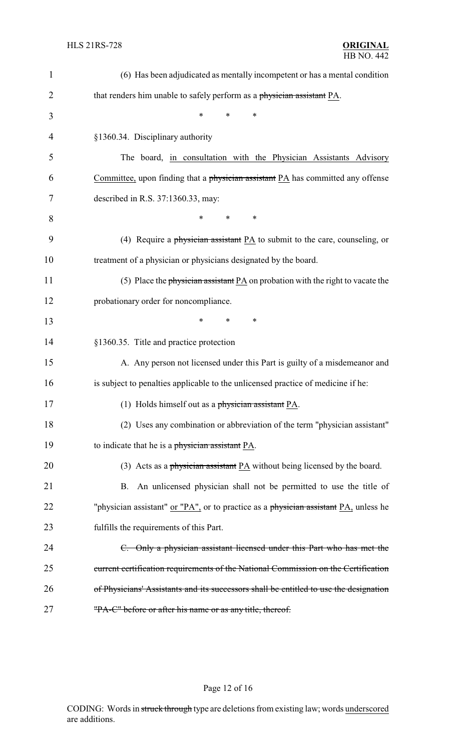(6) Has been adjudicated as mentally incompetent or has a mental condition that renders him unable to safely perform as a ~~physician assistant~~ <u>PA</u>.

\* \* \*

§1360.34. Disciplinary authority

The board, <u>in consultation with the Physician Assistants Advisory Committee,</u> upon finding that a ~~physician assistant~~ <u>PA</u> has committed any offense described in R.S. 37:1360.33, may:

\* \* \*

(4) Require a ~~physician assistant~~ <u>PA</u> to submit to the care, counseling, or treatment of a physician or physicians designated by the board.

(5) Place the ~~physician assistant~~ <u>PA</u> on probation with the right to vacate the probationary order for noncompliance.

\* \* \*

§1360.35. Title and practice protection

A. Any person not licensed under this Part is guilty of a misdemeanor and is subject to penalties applicable to the unlicensed practice of medicine if he:

(1) Holds himself out as a ~~physician assistant~~ <u>PA</u>.

(2) Uses any combination or abbreviation of the term "physician assistant" to indicate that he is a ~~physician assistant~~ <u>PA</u>.

(3) Acts as a ~~physician assistant~~ <u>PA</u> without being licensed by the board.

B. An unlicensed physician shall not be permitted to use the title of "physician assistant" <u>or "PA",</u> or to practice as a ~~physician assistant~~ <u>PA,</u> unless he fulfills the requirements of this Part.

~~C. Only a physician assistant licensed under this Part who has met the current certification requirements of the National Commission on the Certification of Physicians' Assistants and its successors shall be entitled to use the designation "PA-C" before or after his name or as any title, thereof.~~

CODING: Words in ~~struck through~~ type are deletions from existing law; words <u>underscored</u> are additions.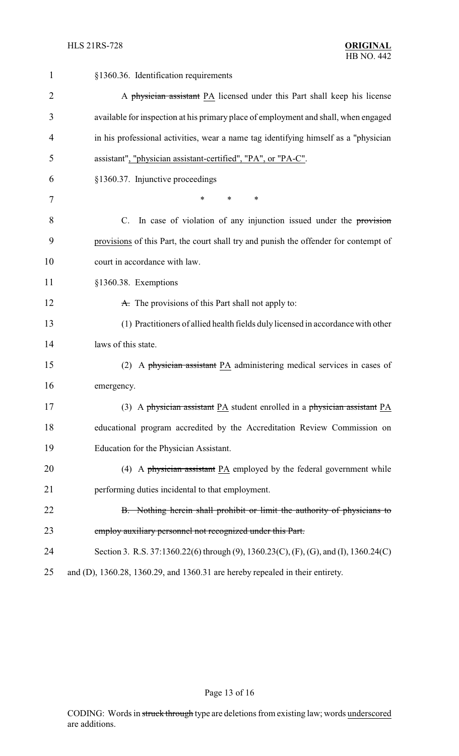§1360.36. Identification requirements

A ~~physician assistant~~ PA licensed under this Part shall keep his license available for inspection at his primary place of employment and shall, when engaged in his professional activities, wear a name tag identifying himself as a "physician assistant", "physician assistant-certified", "PA", or "PA-C".

§1360.37. Injunctive proceedings

\* \* \*

C. In case of violation of any injunction issued under the ~~provision~~ provisions of this Part, the court shall try and punish the offender for contempt of court in accordance with law.

§1360.38. Exemptions

~~A.~~ The provisions of this Part shall not apply to:

(1) Practitioners of allied health fields duly licensed in accordance with other laws of this state.

(2) A ~~physician assistant~~ PA administering medical services in cases of emergency.

(3) A ~~physician assistant~~ PA student enrolled in a ~~physician assistant~~ PA educational program accredited by the Accreditation Review Commission on Education for the Physician Assistant.

(4) A ~~physician assistant~~ PA employed by the federal government while performing duties incidental to that employment.

~~B. Nothing herein shall prohibit or limit the authority of physicians to employ auxiliary personnel not recognized under this Part.~~

Section 3. R.S. 37:1360.22(6) through (9), 1360.23(C), (F), (G), and (I), 1360.24(C) and (D), 1360.28, 1360.29, and 1360.31 are hereby repealed in their entirety.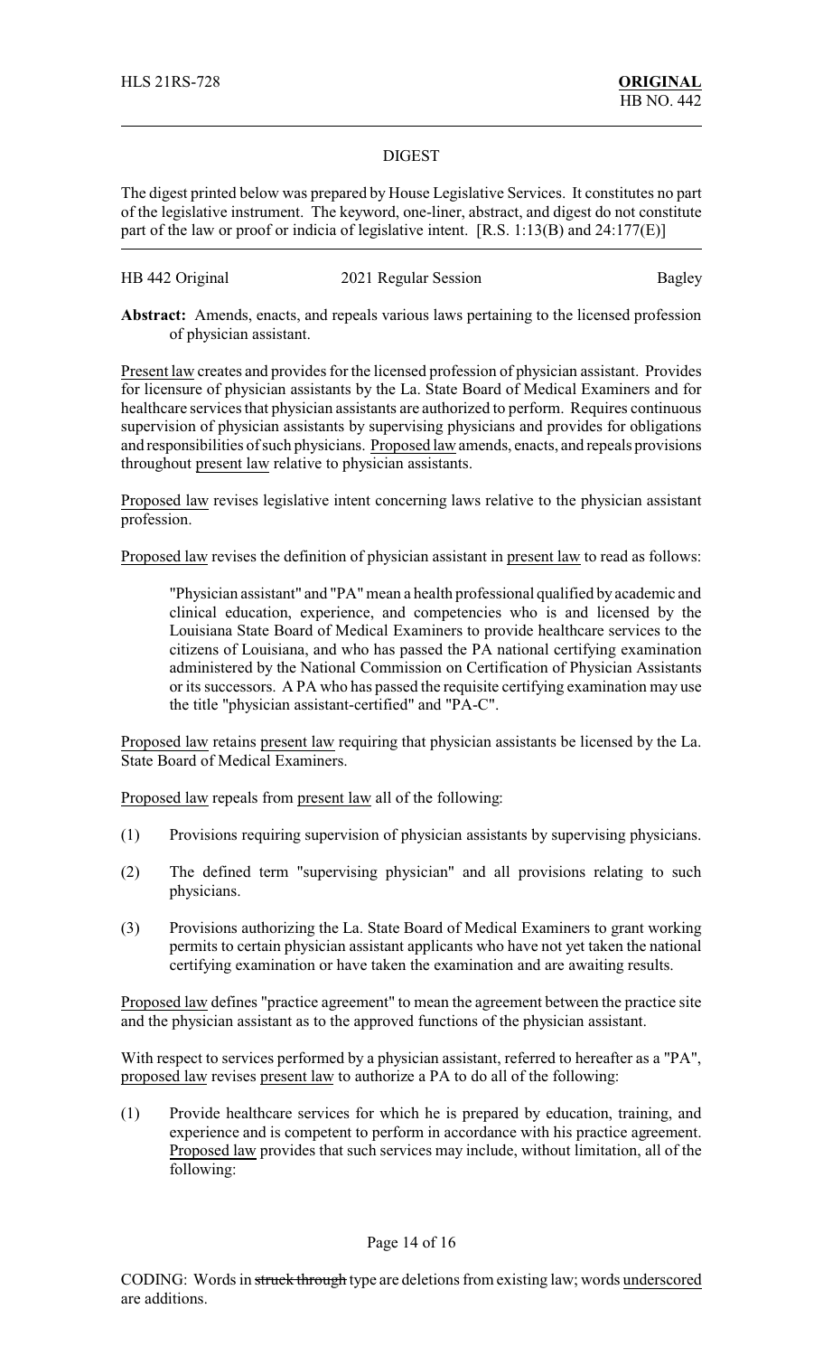HLS 21RS-728 **ORIGINAL**
HB NO. 442

DIGEST

The digest printed below was prepared by House Legislative Services. It constitutes no part of the legislative instrument. The keyword, one-liner, abstract, and digest do not constitute part of the law or proof or indicia of legislative intent. [R.S. 1:13(B) and 24:177(E)]

HB 442 Original 2021 Regular Session Bagley

**Abstract:** Amends, enacts, and repeals various laws pertaining to the licensed profession of physician assistant.

Present law creates and provides for the licensed profession of physician assistant. Provides for licensure of physician assistants by the La. State Board of Medical Examiners and for healthcare services that physician assistants are authorized to perform. Requires continuous supervision of physician assistants by supervising physicians and provides for obligations and responsibilities of such physicians. Proposed law amends, enacts, and repeals provisions throughout present law relative to physician assistants.

Proposed law revises legislative intent concerning laws relative to the physician assistant profession.

Proposed law revises the definition of physician assistant in present law to read as follows:

> "Physician assistant" and "PA" mean a health professional qualified by academic and clinical education, experience, and competencies who is and licensed by the Louisiana State Board of Medical Examiners to provide healthcare services to the citizens of Louisiana, and who has passed the PA national certifying examination administered by the National Commission on Certification of Physician Assistants or its successors. A PA who has passed the requisite certifying examination may use the title "physician assistant-certified" and "PA-C".

Proposed law retains present law requiring that physician assistants be licensed by the La. State Board of Medical Examiners.

Proposed law repeals from present law all of the following:

(1) Provisions requiring supervision of physician assistants by supervising physicians.

(2) The defined term "supervising physician" and all provisions relating to such physicians.

(3) Provisions authorizing the La. State Board of Medical Examiners to grant working permits to certain physician assistant applicants who have not yet taken the national certifying examination or have taken the examination and are awaiting results.

Proposed law defines "practice agreement" to mean the agreement between the practice site and the physician assistant as to the approved functions of the physician assistant.

With respect to services performed by a physician assistant, referred to hereafter as a "PA", proposed law revises present law to authorize a PA to do all of the following:

(1) Provide healthcare services for which he is prepared by education, training, and experience and is competent to perform in accordance with his practice agreement. Proposed law provides that such services may include, without limitation, all of the following:

CODING: Words in ~~struck through~~ type are deletions from existing law; words underscored are additions.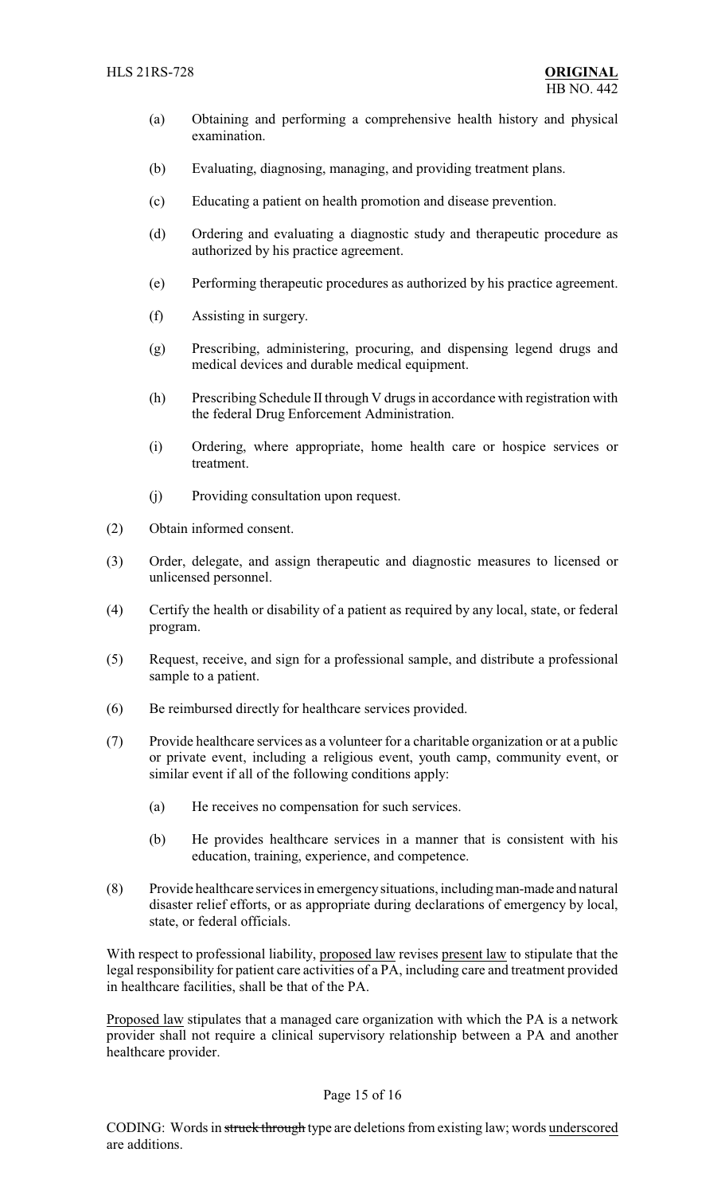(a) Obtaining and performing a comprehensive health history and physical examination.

(b) Evaluating, diagnosing, managing, and providing treatment plans.

(c) Educating a patient on health promotion and disease prevention.

(d) Ordering and evaluating a diagnostic study and therapeutic procedure as authorized by his practice agreement.

(e) Performing therapeutic procedures as authorized by his practice agreement.

(f) Assisting in surgery.

(g) Prescribing, administering, procuring, and dispensing legend drugs and medical devices and durable medical equipment.

(h) Prescribing Schedule II through V drugs in accordance with registration with the federal Drug Enforcement Administration.

(i) Ordering, where appropriate, home health care or hospice services or treatment.

(j) Providing consultation upon request.

(2) Obtain informed consent.

(3) Order, delegate, and assign therapeutic and diagnostic measures to licensed or unlicensed personnel.

(4) Certify the health or disability of a patient as required by any local, state, or federal program.

(5) Request, receive, and sign for a professional sample, and distribute a professional sample to a patient.

(6) Be reimbursed directly for healthcare services provided.

(7) Provide healthcare services as a volunteer for a charitable organization or at a public or private event, including a religious event, youth camp, community event, or similar event if all of the following conditions apply:

(a) He receives no compensation for such services.

(b) He provides healthcare services in a manner that is consistent with his education, training, experience, and competence.

(8) Provide healthcare services in emergency situations, including man-made and natural disaster relief efforts, or as appropriate during declarations of emergency by local, state, or federal officials.

With respect to professional liability, proposed law revises present law to stipulate that the legal responsibility for patient care activities of a PA, including care and treatment provided in healthcare facilities, shall be that of the PA.

Proposed law stipulates that a managed care organization with which the PA is a network provider shall not require a clinical supervisory relationship between a PA and another healthcare provider.

CODING: Words in ~~struck through~~ type are deletions from existing law; words underscored are additions.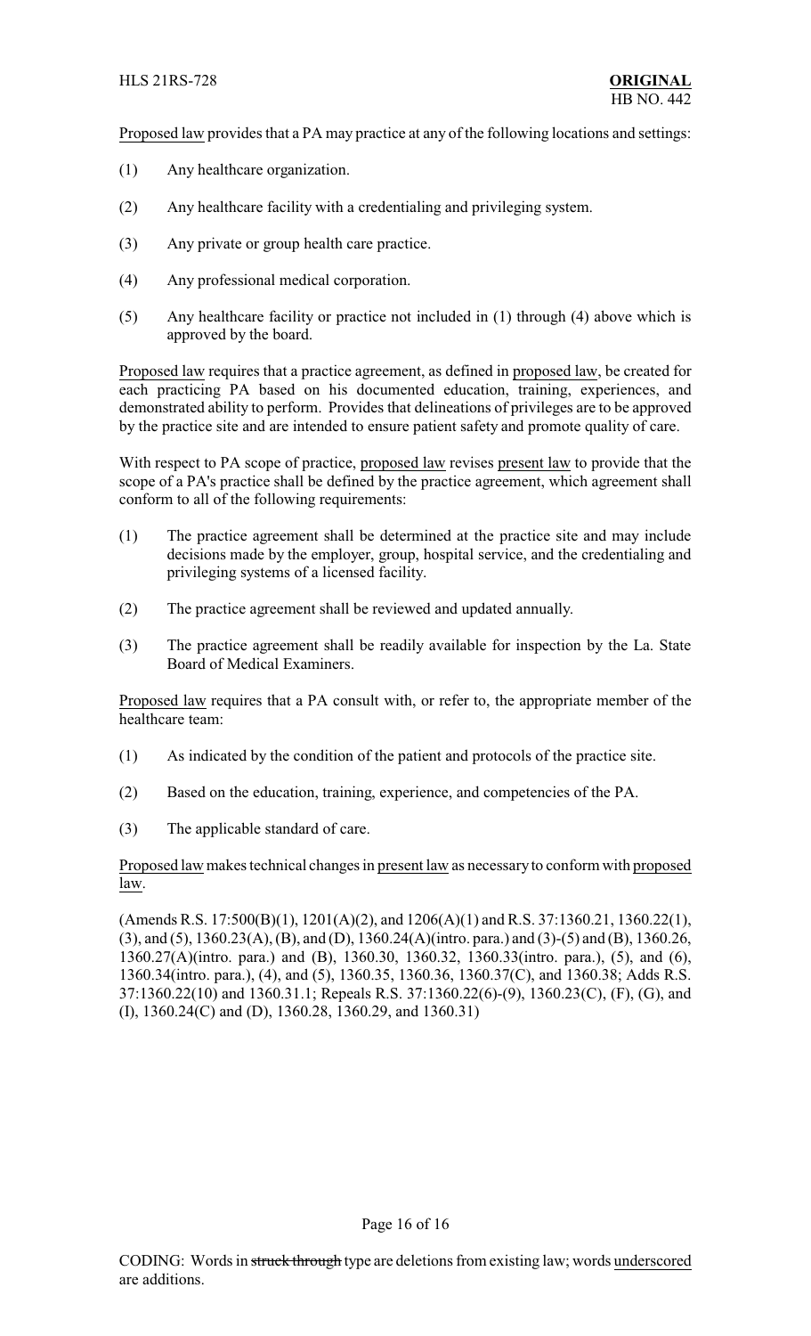Proposed law provides that a PA may practice at any of the following locations and settings:

(1) Any healthcare organization.

(2) Any healthcare facility with a credentialing and privileging system.

(3) Any private or group health care practice.

(4) Any professional medical corporation.

(5) Any healthcare facility or practice not included in (1) through (4) above which is approved by the board.

Proposed law requires that a practice agreement, as defined in proposed law, be created for each practicing PA based on his documented education, training, experiences, and demonstrated ability to perform. Provides that delineations of privileges are to be approved by the practice site and are intended to ensure patient safety and promote quality of care.

With respect to PA scope of practice, proposed law revises present law to provide that the scope of a PA's practice shall be defined by the practice agreement, which agreement shall conform to all of the following requirements:

(1) The practice agreement shall be determined at the practice site and may include decisions made by the employer, group, hospital service, and the credentialing and privileging systems of a licensed facility.

(2) The practice agreement shall be reviewed and updated annually.

(3) The practice agreement shall be readily available for inspection by the La. State Board of Medical Examiners.

Proposed law requires that a PA consult with, or refer to, the appropriate member of the healthcare team:

(1) As indicated by the condition of the patient and protocols of the practice site.

(2) Based on the education, training, experience, and competencies of the PA.

(3) The applicable standard of care.

Proposed law makes technical changes in present law as necessary to conform with proposed law.

(Amends R.S. 17:500(B)(1), 1201(A)(2), and 1206(A)(1) and R.S. 37:1360.21, 1360.22(1), (3), and (5), 1360.23(A), (B), and (D), 1360.24(A)(intro. para.) and (3)-(5) and (B), 1360.26, 1360.27(A)(intro. para.) and (B), 1360.30, 1360.32, 1360.33(intro. para.), (5), and (6), 1360.34(intro. para.), (4), and (5), 1360.35, 1360.36, 1360.37(C), and 1360.38; Adds R.S. 37:1360.22(10) and 1360.31.1; Repeals R.S. 37:1360.22(6)-(9), 1360.23(C), (F), (G), and (I), 1360.24(C) and (D), 1360.28, 1360.29, and 1360.31)